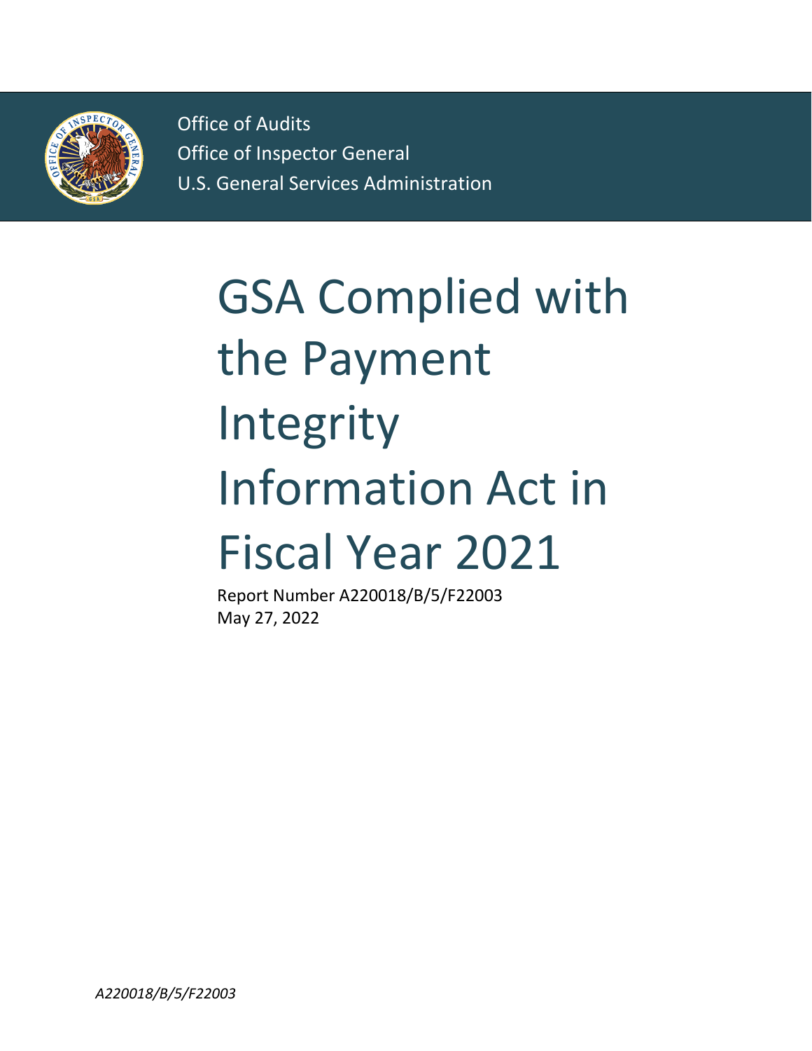Office of Audits
Office of Inspector General
U.S. General Services Administration

# GSA Complied with the Payment Integrity Information Act in Fiscal Year 2021

Report Number A220018/B/5/F22003
May 27, 2022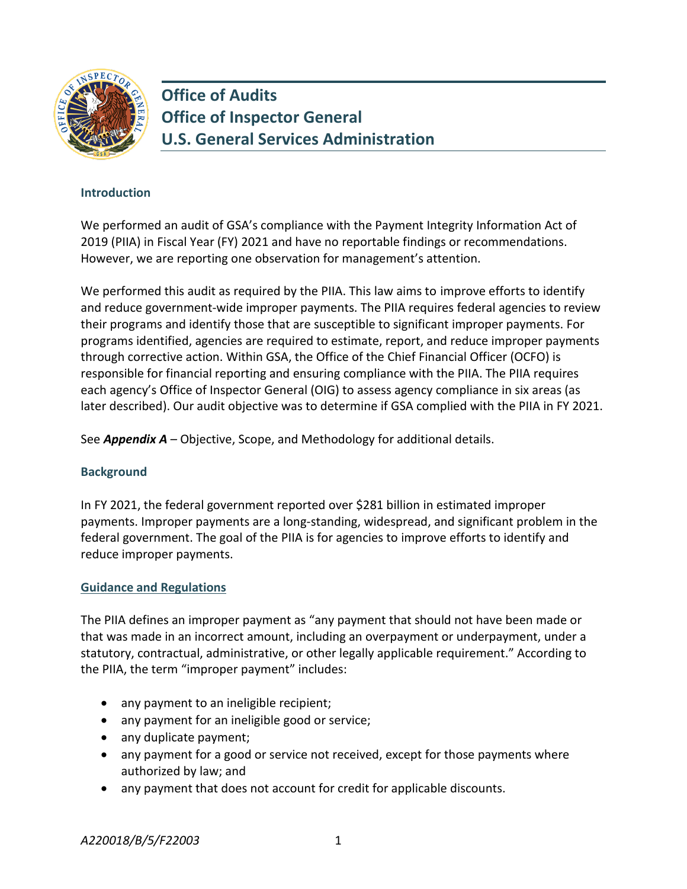# Office of Audits
# Office of Inspector General
# U.S. General Services Administration

## Introduction

We performed an audit of GSA's compliance with the Payment Integrity Information Act of 2019 (PIIA) in Fiscal Year (FY) 2021 and have no reportable findings or recommendations. However, we are reporting one observation for management's attention.

We performed this audit as required by the PIIA. This law aims to improve efforts to identify and reduce government-wide improper payments. The PIIA requires federal agencies to review their programs and identify those that are susceptible to significant improper payments. For programs identified, agencies are required to estimate, report, and reduce improper payments through corrective action. Within GSA, the Office of the Chief Financial Officer (OCFO) is responsible for financial reporting and ensuring compliance with the PIIA. The PIIA requires each agency's Office of Inspector General (OIG) to assess agency compliance in six areas (as later described). Our audit objective was to determine if GSA complied with the PIIA in FY 2021.

See ***Appendix A*** – Objective, Scope, and Methodology for additional details.

## Background

In FY 2021, the federal government reported over $281 billion in estimated improper payments. Improper payments are a long-standing, widespread, and significant problem in the federal government. The goal of the PIIA is for agencies to improve efforts to identify and reduce improper payments.

### Guidance and Regulations

The PIIA defines an improper payment as "any payment that should not have been made or that was made in an incorrect amount, including an overpayment or underpayment, under a statutory, contractual, administrative, or other legally applicable requirement." According to the PIIA, the term "improper payment" includes:

- any payment to an ineligible recipient;
- any payment for an ineligible good or service;
- any duplicate payment;
- any payment for a good or service not received, except for those payments where authorized by law; and
- any payment that does not account for credit for applicable discounts.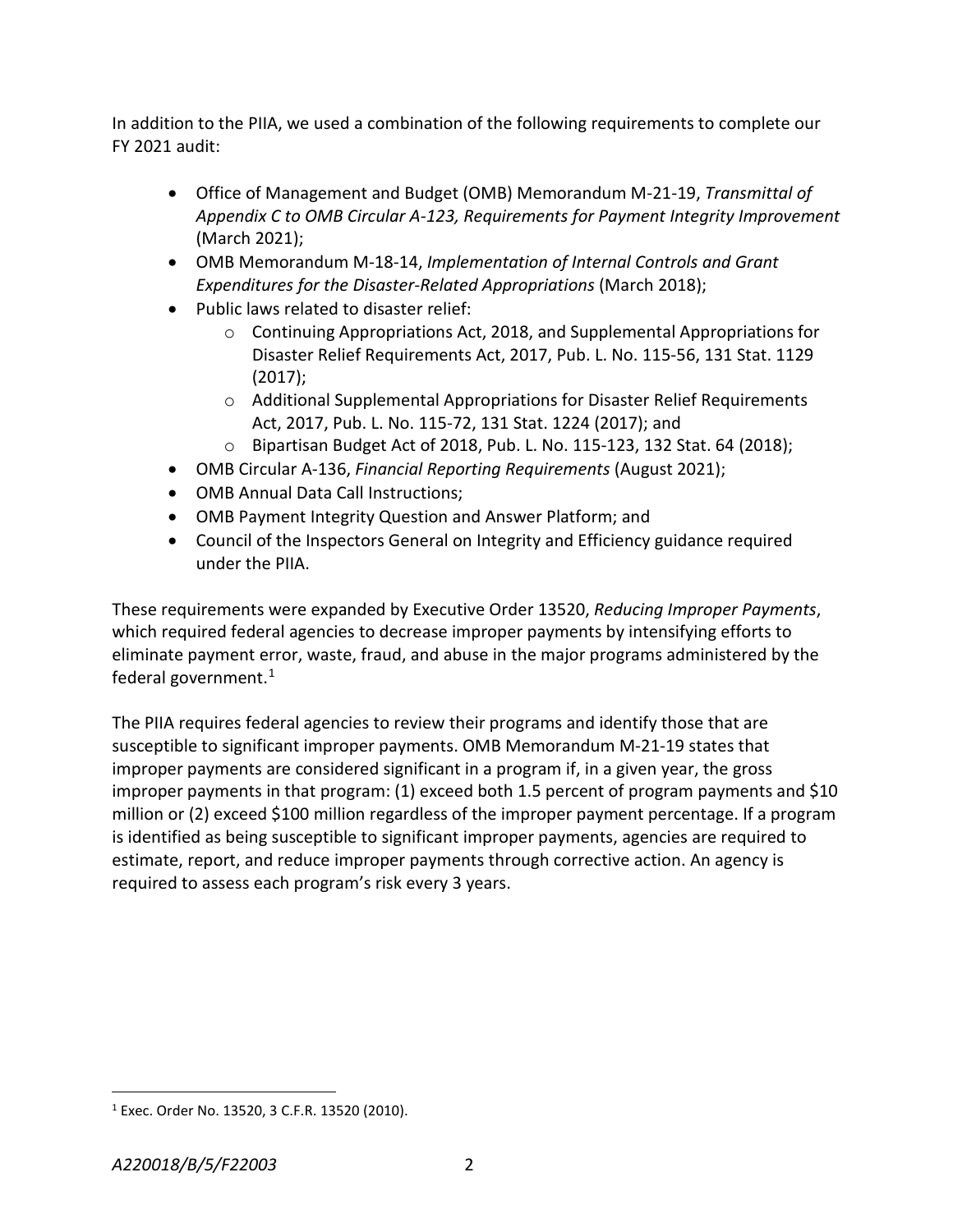In addition to the PIIA, we used a combination of the following requirements to complete our FY 2021 audit:

- Office of Management and Budget (OMB) Memorandum M-21-19, *Transmittal of Appendix C to OMB Circular A-123, Requirements for Payment Integrity Improvement* (March 2021);
- OMB Memorandum M-18-14, *Implementation of Internal Controls and Grant Expenditures for the Disaster-Related Appropriations* (March 2018);
- Public laws related to disaster relief:
  - Continuing Appropriations Act, 2018, and Supplemental Appropriations for Disaster Relief Requirements Act, 2017, Pub. L. No. 115-56, 131 Stat. 1129 (2017);
  - Additional Supplemental Appropriations for Disaster Relief Requirements Act, 2017, Pub. L. No. 115-72, 131 Stat. 1224 (2017); and
  - Bipartisan Budget Act of 2018, Pub. L. No. 115-123, 132 Stat. 64 (2018);
- OMB Circular A-136, *Financial Reporting Requirements* (August 2021);
- OMB Annual Data Call Instructions;
- OMB Payment Integrity Question and Answer Platform; and
- Council of the Inspectors General on Integrity and Efficiency guidance required under the PIIA.

These requirements were expanded by Executive Order 13520, *Reducing Improper Payments*, which required federal agencies to decrease improper payments by intensifying efforts to eliminate payment error, waste, fraud, and abuse in the major programs administered by the federal government.[1]

The PIIA requires federal agencies to review their programs and identify those that are susceptible to significant improper payments. OMB Memorandum M-21-19 states that improper payments are considered significant in a program if, in a given year, the gross improper payments in that program: (1) exceed both 1.5 percent of program payments and $10 million or (2) exceed $100 million regardless of the improper payment percentage. If a program is identified as being susceptible to significant improper payments, agencies are required to estimate, report, and reduce improper payments through corrective action. An agency is required to assess each program's risk every 3 years.

[1] Exec. Order No. 13520, 3 C.F.R. 13520 (2010).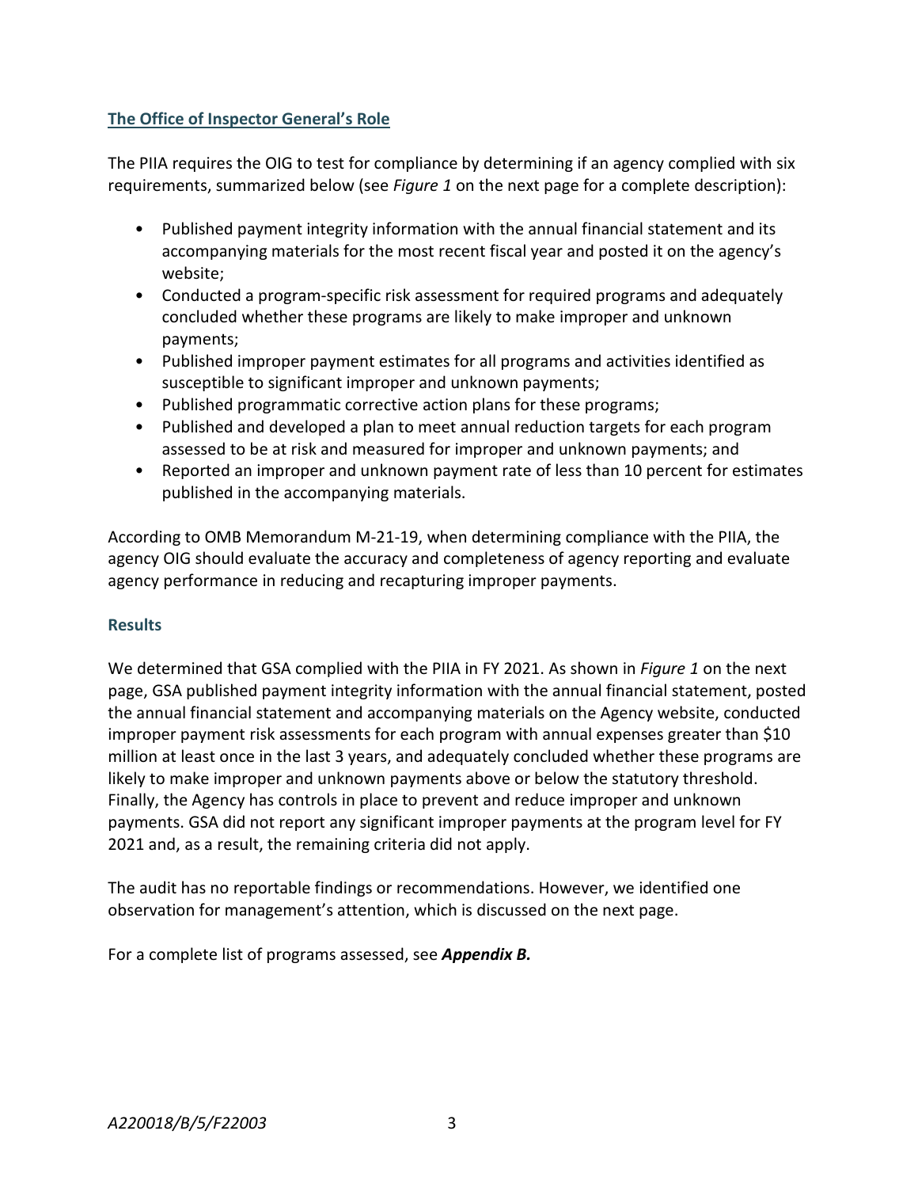## The Office of Inspector General's Role

The PIIA requires the OIG to test for compliance by determining if an agency complied with six requirements, summarized below (see *Figure 1* on the next page for a complete description):

- Published payment integrity information with the annual financial statement and its accompanying materials for the most recent fiscal year and posted it on the agency's website;
- Conducted a program-specific risk assessment for required programs and adequately concluded whether these programs are likely to make improper and unknown payments;
- Published improper payment estimates for all programs and activities identified as susceptible to significant improper and unknown payments;
- Published programmatic corrective action plans for these programs;
- Published and developed a plan to meet annual reduction targets for each program assessed to be at risk and measured for improper and unknown payments; and
- Reported an improper and unknown payment rate of less than 10 percent for estimates published in the accompanying materials.

According to OMB Memorandum M-21-19, when determining compliance with the PIIA, the agency OIG should evaluate the accuracy and completeness of agency reporting and evaluate agency performance in reducing and recapturing improper payments.

### Results

We determined that GSA complied with the PIIA in FY 2021. As shown in *Figure 1* on the next page, GSA published payment integrity information with the annual financial statement, posted the annual financial statement and accompanying materials on the Agency website, conducted improper payment risk assessments for each program with annual expenses greater than $10 million at least once in the last 3 years, and adequately concluded whether these programs are likely to make improper and unknown payments above or below the statutory threshold. Finally, the Agency has controls in place to prevent and reduce improper and unknown payments. GSA did not report any significant improper payments at the program level for FY 2021 and, as a result, the remaining criteria did not apply.

The audit has no reportable findings or recommendations. However, we identified one observation for management's attention, which is discussed on the next page.

For a complete list of programs assessed, see ***Appendix B.***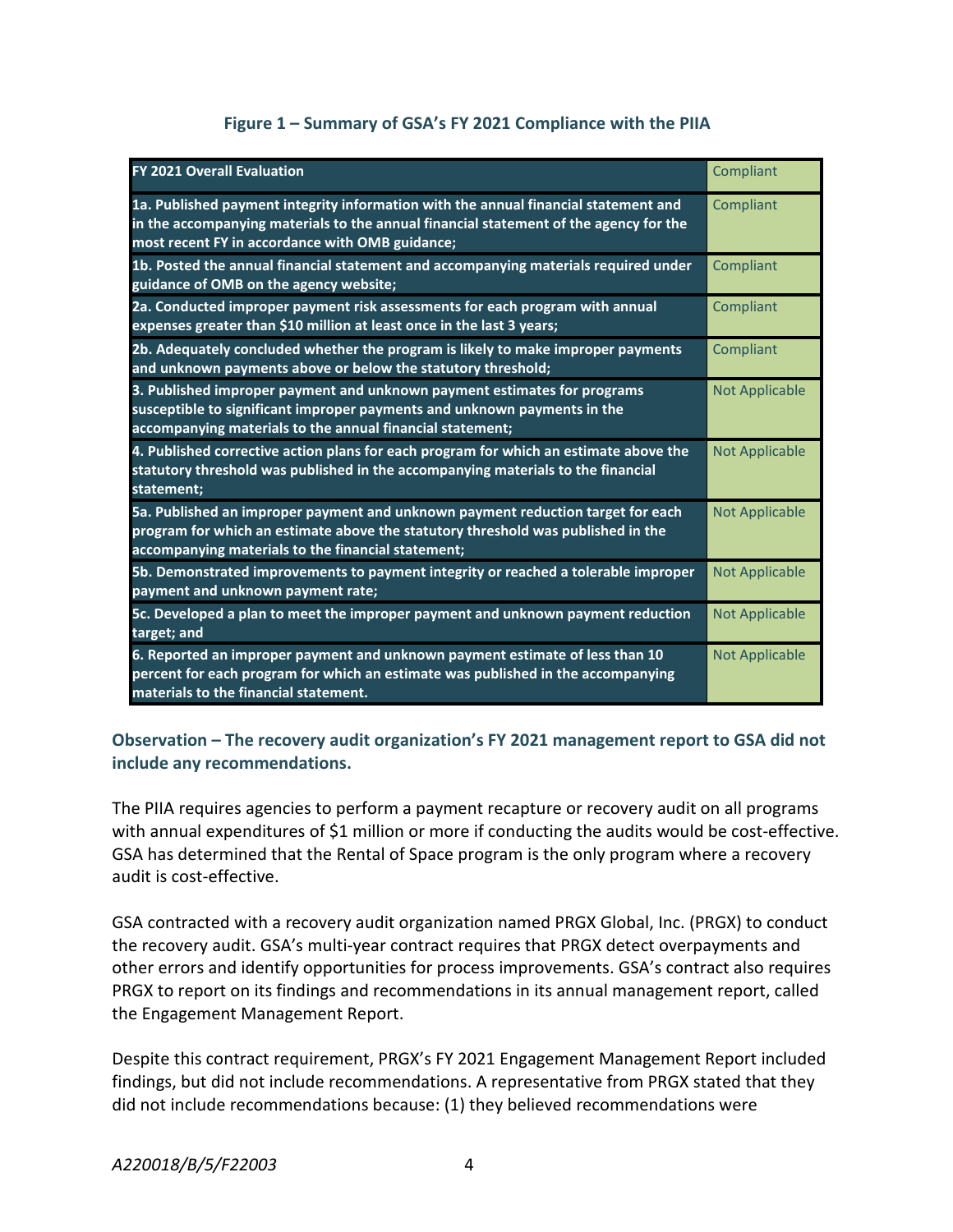**Figure 1 – Summary of GSA's FY 2021 Compliance with the PIIA**

| FY 2021 Overall Evaluation | Compliant |
|---|---|
| 1a. Published payment integrity information with the annual financial statement and in the accompanying materials to the annual financial statement of the agency for the most recent FY in accordance with OMB guidance; | Compliant |
| 1b. Posted the annual financial statement and accompanying materials required under guidance of OMB on the agency website; | Compliant |
| 2a. Conducted improper payment risk assessments for each program with annual expenses greater than $10 million at least once in the last 3 years; | Compliant |
| 2b. Adequately concluded whether the program is likely to make improper payments and unknown payments above or below the statutory threshold; | Compliant |
| 3. Published improper payment and unknown payment estimates for programs susceptible to significant improper payments and unknown payments in the accompanying materials to the annual financial statement; | Not Applicable |
| 4. Published corrective action plans for each program for which an estimate above the statutory threshold was published in the accompanying materials to the financial statement; | Not Applicable |
| 5a. Published an improper payment and unknown payment reduction target for each program for which an estimate above the statutory threshold was published in the accompanying materials to the financial statement; | Not Applicable |
| 5b. Demonstrated improvements to payment integrity or reached a tolerable improper payment and unknown payment rate; | Not Applicable |
| 5c. Developed a plan to meet the improper payment and unknown payment reduction target; and | Not Applicable |
| 6. Reported an improper payment and unknown payment estimate of less than 10 percent for each program for which an estimate was published in the accompanying materials to the financial statement. | Not Applicable |

### Observation – The recovery audit organization's FY 2021 management report to GSA did not include any recommendations.

The PIIA requires agencies to perform a payment recapture or recovery audit on all programs with annual expenditures of $1 million or more if conducting the audits would be cost-effective. GSA has determined that the Rental of Space program is the only program where a recovery audit is cost-effective.

GSA contracted with a recovery audit organization named PRGX Global, Inc. (PRGX) to conduct the recovery audit. GSA's multi-year contract requires that PRGX detect overpayments and other errors and identify opportunities for process improvements. GSA's contract also requires PRGX to report on its findings and recommendations in its annual management report, called the Engagement Management Report.

Despite this contract requirement, PRGX's FY 2021 Engagement Management Report included findings, but did not include recommendations. A representative from PRGX stated that they did not include recommendations because: (1) they believed recommendations were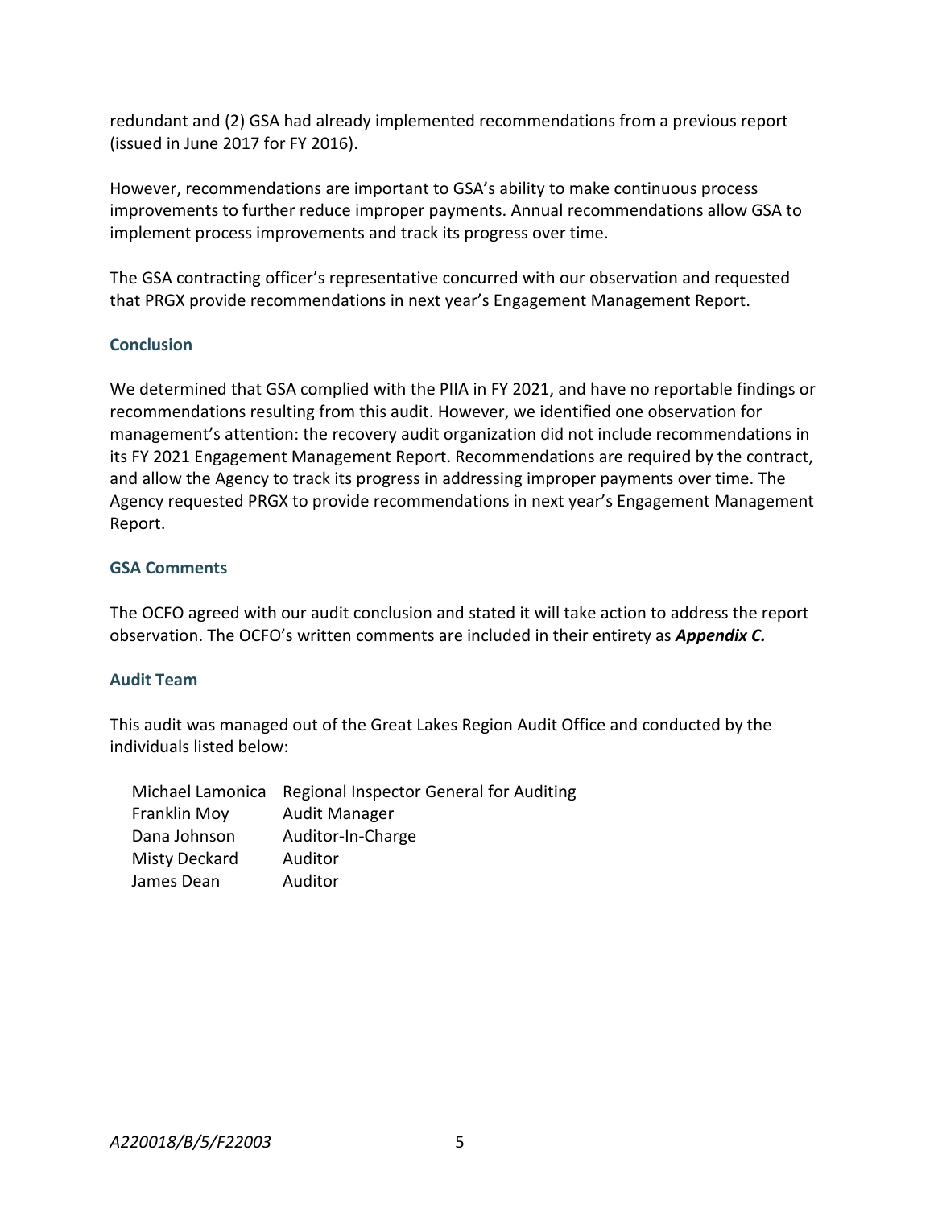redundant and (2) GSA had already implemented recommendations from a previous report (issued in June 2017 for FY 2016).

However, recommendations are important to GSA's ability to make continuous process improvements to further reduce improper payments. Annual recommendations allow GSA to implement process improvements and track its progress over time.

The GSA contracting officer's representative concurred with our observation and requested that PRGX provide recommendations in next year's Engagement Management Report.

## Conclusion

We determined that GSA complied with the PIIA in FY 2021, and have no reportable findings or recommendations resulting from this audit. However, we identified one observation for management's attention: the recovery audit organization did not include recommendations in its FY 2021 Engagement Management Report. Recommendations are required by the contract, and allow the Agency to track its progress in addressing improper payments over time. The Agency requested PRGX to provide recommendations in next year's Engagement Management Report.

## GSA Comments

The OCFO agreed with our audit conclusion and stated it will take action to address the report observation. The OCFO's written comments are included in their entirety as ***Appendix C.***

## Audit Team

This audit was managed out of the Great Lakes Region Audit Office and conducted by the individuals listed below:

| | |
|---|---|
| Michael Lamonica | Regional Inspector General for Auditing |
| Franklin Moy | Audit Manager |
| Dana Johnson | Auditor-In-Charge |
| Misty Deckard | Auditor |
| James Dean | Auditor |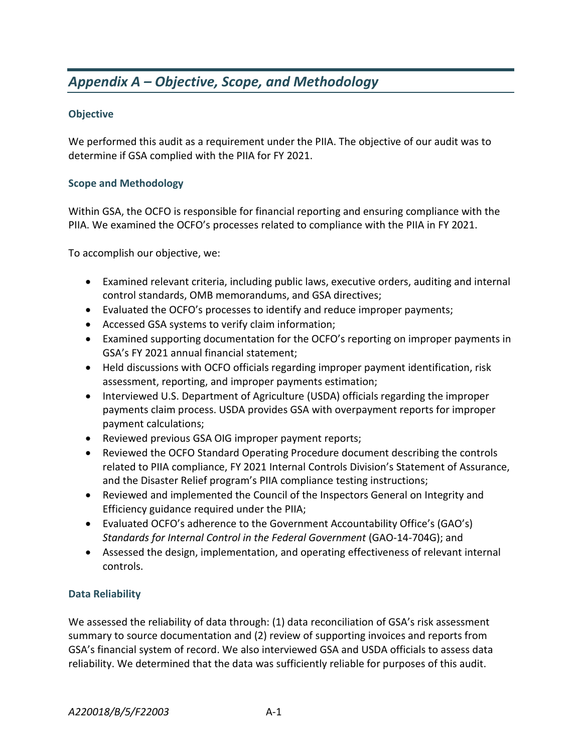## *Appendix A – Objective, Scope, and Methodology*

### Objective

We performed this audit as a requirement under the PIIA. The objective of our audit was to determine if GSA complied with the PIIA for FY 2021.

### Scope and Methodology

Within GSA, the OCFO is responsible for financial reporting and ensuring compliance with the PIIA. We examined the OCFO's processes related to compliance with the PIIA in FY 2021.

To accomplish our objective, we:

- Examined relevant criteria, including public laws, executive orders, auditing and internal control standards, OMB memorandums, and GSA directives;
- Evaluated the OCFO's processes to identify and reduce improper payments;
- Accessed GSA systems to verify claim information;
- Examined supporting documentation for the OCFO's reporting on improper payments in GSA's FY 2021 annual financial statement;
- Held discussions with OCFO officials regarding improper payment identification, risk assessment, reporting, and improper payments estimation;
- Interviewed U.S. Department of Agriculture (USDA) officials regarding the improper payments claim process. USDA provides GSA with overpayment reports for improper payment calculations;
- Reviewed previous GSA OIG improper payment reports;
- Reviewed the OCFO Standard Operating Procedure document describing the controls related to PIIA compliance, FY 2021 Internal Controls Division's Statement of Assurance, and the Disaster Relief program's PIIA compliance testing instructions;
- Reviewed and implemented the Council of the Inspectors General on Integrity and Efficiency guidance required under the PIIA;
- Evaluated OCFO's adherence to the Government Accountability Office's (GAO's) *Standards for Internal Control in the Federal Government* (GAO-14-704G); and
- Assessed the design, implementation, and operating effectiveness of relevant internal controls.

### Data Reliability

We assessed the reliability of data through: (1) data reconciliation of GSA's risk assessment summary to source documentation and (2) review of supporting invoices and reports from GSA's financial system of record. We also interviewed GSA and USDA officials to assess data reliability. We determined that the data was sufficiently reliable for purposes of this audit.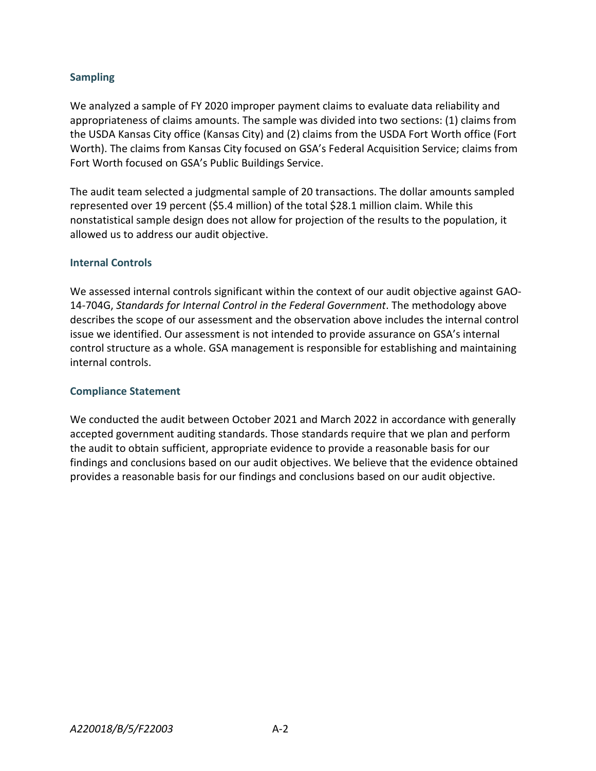### Sampling

We analyzed a sample of FY 2020 improper payment claims to evaluate data reliability and appropriateness of claims amounts. The sample was divided into two sections: (1) claims from the USDA Kansas City office (Kansas City) and (2) claims from the USDA Fort Worth office (Fort Worth). The claims from Kansas City focused on GSA's Federal Acquisition Service; claims from Fort Worth focused on GSA's Public Buildings Service.

The audit team selected a judgmental sample of 20 transactions. The dollar amounts sampled represented over 19 percent ($5.4 million) of the total $28.1 million claim. While this nonstatistical sample design does not allow for projection of the results to the population, it allowed us to address our audit objective.

### Internal Controls

We assessed internal controls significant within the context of our audit objective against GAO-14-704G, *Standards for Internal Control in the Federal Government*. The methodology above describes the scope of our assessment and the observation above includes the internal control issue we identified. Our assessment is not intended to provide assurance on GSA's internal control structure as a whole. GSA management is responsible for establishing and maintaining internal controls.

### Compliance Statement

We conducted the audit between October 2021 and March 2022 in accordance with generally accepted government auditing standards. Those standards require that we plan and perform the audit to obtain sufficient, appropriate evidence to provide a reasonable basis for our findings and conclusions based on our audit objectives. We believe that the evidence obtained provides a reasonable basis for our findings and conclusions based on our audit objective.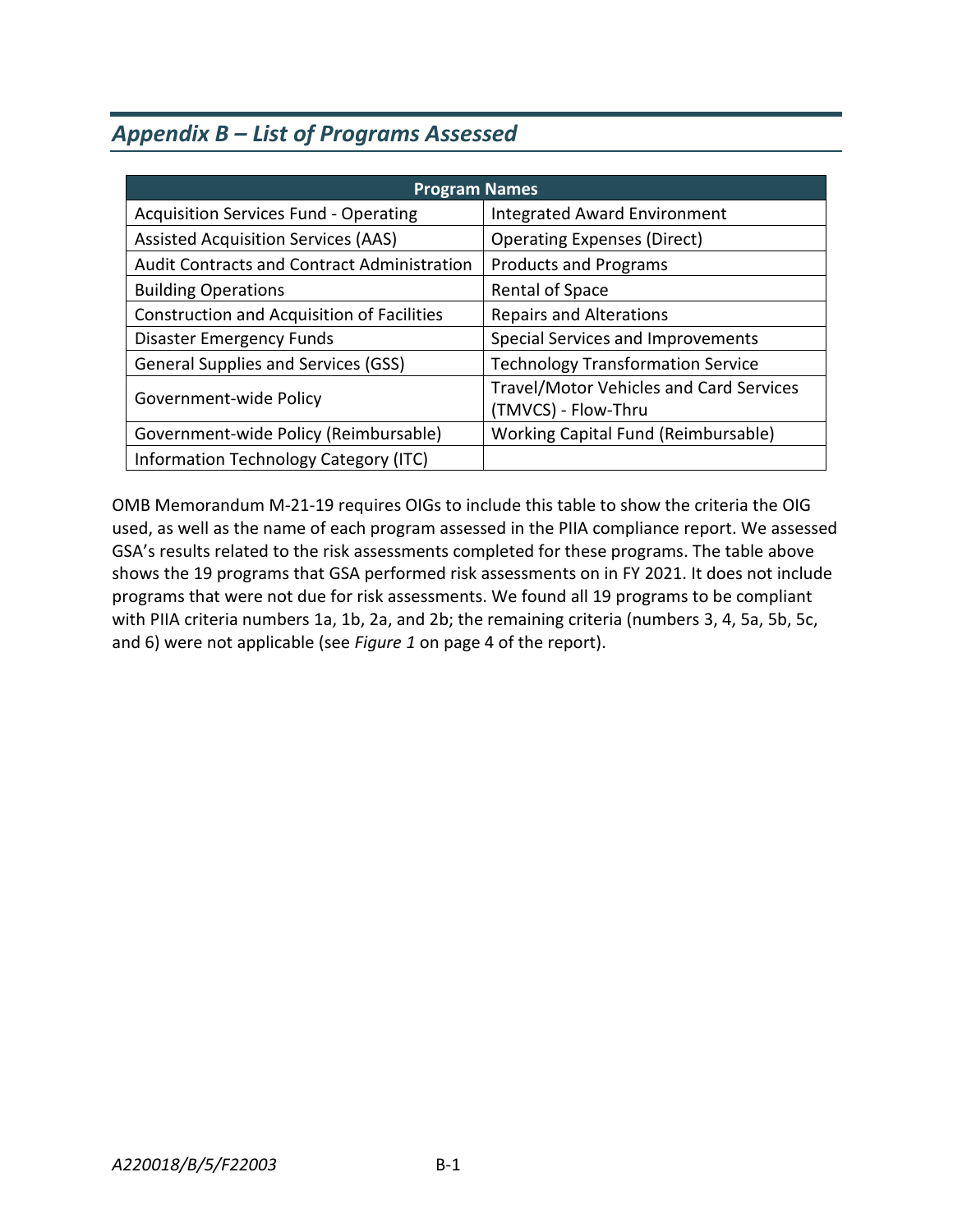## *Appendix B – List of Programs Assessed*

| Program Names | |
|---|---|
| Acquisition Services Fund - Operating | Integrated Award Environment |
| Assisted Acquisition Services (AAS) | Operating Expenses (Direct) |
| Audit Contracts and Contract Administration | Products and Programs |
| Building Operations | Rental of Space |
| Construction and Acquisition of Facilities | Repairs and Alterations |
| Disaster Emergency Funds | Special Services and Improvements |
| General Supplies and Services (GSS) | Technology Transformation Service |
| Government-wide Policy | Travel/Motor Vehicles and Card Services (TMVCS) - Flow-Thru |
| Government-wide Policy (Reimbursable) | Working Capital Fund (Reimbursable) |
| Information Technology Category (ITC) | |

OMB Memorandum M-21-19 requires OIGs to include this table to show the criteria the OIG used, as well as the name of each program assessed in the PIIA compliance report. We assessed GSA's results related to the risk assessments completed for these programs. The table above shows the 19 programs that GSA performed risk assessments on in FY 2021. It does not include programs that were not due for risk assessments. We found all 19 programs to be compliant with PIIA criteria numbers 1a, 1b, 2a, and 2b; the remaining criteria (numbers 3, 4, 5a, 5b, 5c, and 6) were not applicable (see *Figure 1* on page 4 of the report).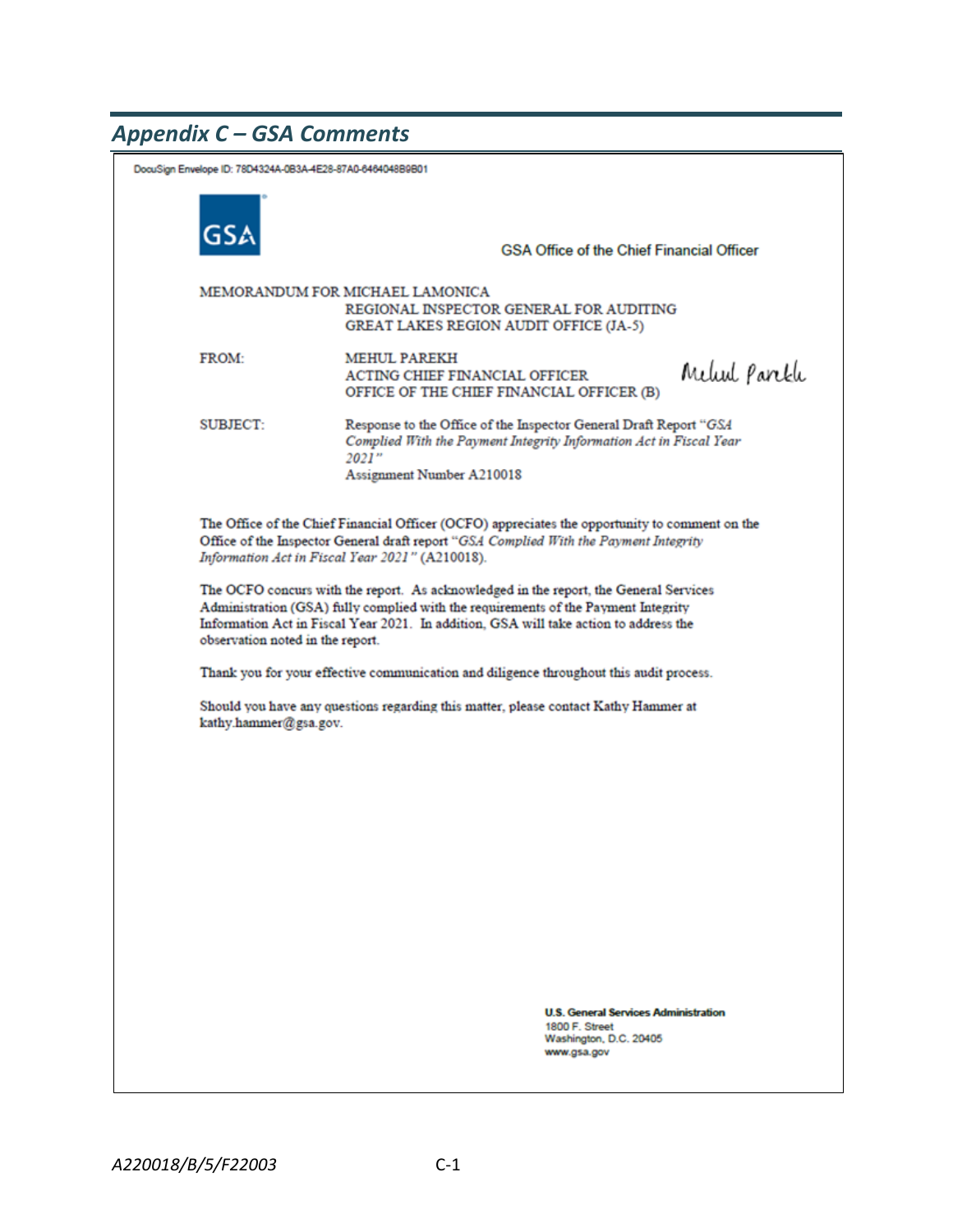## *Appendix C – GSA Comments*

DocuSign Envelope ID: 78D4324A-0B3A-4E28-87A0-6464048B9B01

GSA

GSA Office of the Chief Financial Officer

MEMORANDUM FOR MICHAEL LAMONICA
REGIONAL INSPECTOR GENERAL FOR AUDITING
GREAT LAKES REGION AUDIT OFFICE (JA-5)

FROM: MEHUL PAREKH
ACTING CHIEF FINANCIAL OFFICER
OFFICE OF THE CHIEF FINANCIAL OFFICER (B)

Mehul Parekh

SUBJECT: Response to the Office of the Inspector General Draft Report "*GSA Complied With the Payment Integrity Information Act in Fiscal Year 2021*"
Assignment Number A210018

The Office of the Chief Financial Officer (OCFO) appreciates the opportunity to comment on the Office of the Inspector General draft report "*GSA Complied With the Payment Integrity Information Act in Fiscal Year 2021*" (A210018).

The OCFO concurs with the report. As acknowledged in the report, the General Services Administration (GSA) fully complied with the requirements of the Payment Integrity Information Act in Fiscal Year 2021. In addition, GSA will take action to address the observation noted in the report.

Thank you for your effective communication and diligence throughout this audit process.

Should you have any questions regarding this matter, please contact Kathy Hammer at kathy.hammer@gsa.gov.

**U.S. General Services Administration**
1800 F. Street
Washington, D.C. 20405
www.gsa.gov

*A220018/B/5/F22003*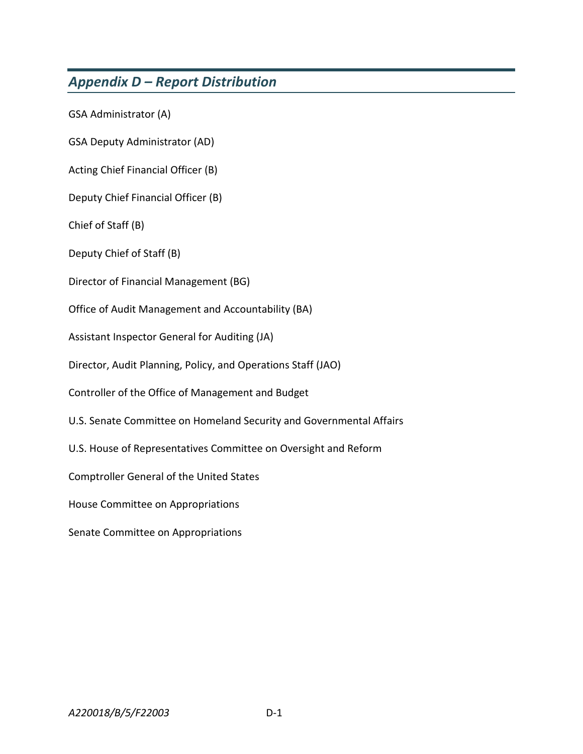## *Appendix D – Report Distribution*

GSA Administrator (A)

GSA Deputy Administrator (AD)

Acting Chief Financial Officer (B)

Deputy Chief Financial Officer (B)

Chief of Staff (B)

Deputy Chief of Staff (B)

Director of Financial Management (BG)

Office of Audit Management and Accountability (BA)

Assistant Inspector General for Auditing (JA)

Director, Audit Planning, Policy, and Operations Staff (JAO)

Controller of the Office of Management and Budget

U.S. Senate Committee on Homeland Security and Governmental Affairs

U.S. House of Representatives Committee on Oversight and Reform

Comptroller General of the United States

House Committee on Appropriations

Senate Committee on Appropriations